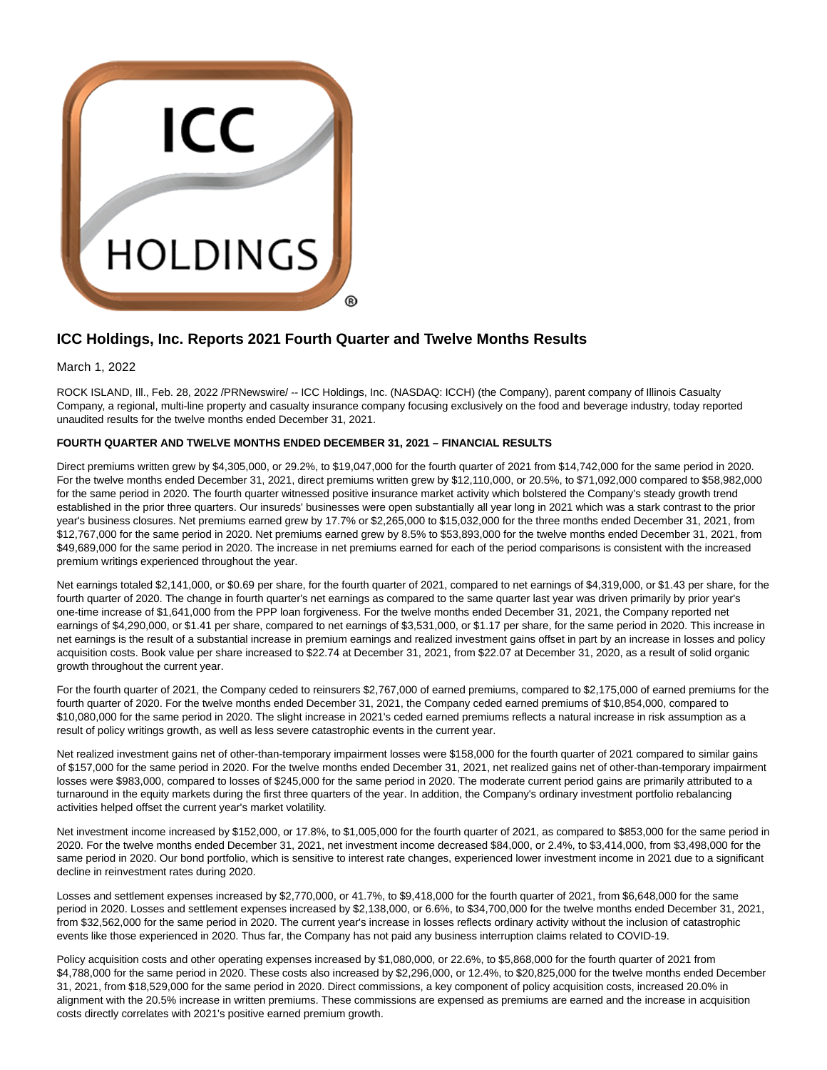# ICC Holdings, Inc. Reports 2021 Fourth Quarter and Twelve Months Results

March 1, 2022

ROCK ISLAND, Ill., Feb. 28, 2022 /PRNewswire/ -- ICC Holdings, Inc. (NASDAQ: ICCH) (the Company), parent company of Illinois Casualty Company, a regional, multi-line property and casualty insurance company focusing exclusively on the food and beverage industry, today reported unaudited results for the twelve months ended December 31, 2021.

**FOURTH QUARTER AND TWELVE MONTHS ENDED DECEMBER 31, 2021 – FINANCIAL RESULTS**

Direct premiums written grew by $4,305,000, or 29.2%, to $19,047,000 for the fourth quarter of 2021 from $14,742,000 for the same period in 2020. For the twelve months ended December 31, 2021, direct premiums written grew by $12,110,000, or 20.5%, to $71,092,000 compared to $58,982,000 for the same period in 2020. The fourth quarter witnessed positive insurance market activity which bolstered the Company's steady growth trend established in the prior three quarters. Our insureds' businesses were open substantially all year long in 2021 which was a stark contrast to the prior year's business closures. Net premiums earned grew by 17.7% or $2,265,000 to $15,032,000 for the three months ended December 31, 2021, from $12,767,000 for the same period in 2020. Net premiums earned grew by 8.5% to $53,893,000 for the twelve months ended December 31, 2021, from $49,689,000 for the same period in 2020. The increase in net premiums earned for each of the period comparisons is consistent with the increased premium writings experienced throughout the year.

Net earnings totaled $2,141,000, or $0.69 per share, for the fourth quarter of 2021, compared to net earnings of $4,319,000, or $1.43 per share, for the fourth quarter of 2020. The change in fourth quarter's net earnings as compared to the same quarter last year was driven primarily by prior year's one-time increase of $1,641,000 from the PPP loan forgiveness. For the twelve months ended December 31, 2021, the Company reported net earnings of $4,290,000, or $1.41 per share, compared to net earnings of $3,531,000, or $1.17 per share, for the same period in 2020. This increase in net earnings is the result of a substantial increase in premium earnings and realized investment gains offset in part by an increase in losses and policy acquisition costs. Book value per share increased to $22.74 at December 31, 2021, from $22.07 at December 31, 2020, as a result of solid organic growth throughout the current year.

For the fourth quarter of 2021, the Company ceded to reinsurers $2,767,000 of earned premiums, compared to $2,175,000 of earned premiums for the fourth quarter of 2020. For the twelve months ended December 31, 2021, the Company ceded earned premiums of $10,854,000, compared to $10,080,000 for the same period in 2020. The slight increase in 2021's ceded earned premiums reflects a natural increase in risk assumption as a result of policy writings growth, as well as less severe catastrophic events in the current year.

Net realized investment gains net of other-than-temporary impairment losses were $158,000 for the fourth quarter of 2021 compared to similar gains of $157,000 for the same period in 2020. For the twelve months ended December 31, 2021, net realized gains net of other-than-temporary impairment losses were $983,000, compared to losses of $245,000 for the same period in 2020. The moderate current period gains are primarily attributed to a turnaround in the equity markets during the first three quarters of the year. In addition, the Company's ordinary investment portfolio rebalancing activities helped offset the current year's market volatility.

Net investment income increased by $152,000, or 17.8%, to $1,005,000 for the fourth quarter of 2021, as compared to $853,000 for the same period in 2020. For the twelve months ended December 31, 2021, net investment income decreased $84,000, or 2.4%, to $3,414,000, from $3,498,000 for the same period in 2020. Our bond portfolio, which is sensitive to interest rate changes, experienced lower investment income in 2021 due to a significant decline in reinvestment rates during 2020.

Losses and settlement expenses increased by $2,770,000, or 41.7%, to $9,418,000 for the fourth quarter of 2021, from $6,648,000 for the same period in 2020. Losses and settlement expenses increased by $2,138,000, or 6.6%, to $34,700,000 for the twelve months ended December 31, 2021, from $32,562,000 for the same period in 2020. The current year's increase in losses reflects ordinary activity without the inclusion of catastrophic events like those experienced in 2020. Thus far, the Company has not paid any business interruption claims related to COVID-19.

Policy acquisition costs and other operating expenses increased by $1,080,000, or 22.6%, to $5,868,000 for the fourth quarter of 2021 from $4,788,000 for the same period in 2020. These costs also increased by $2,296,000, or 12.4%, to $20,825,000 for the twelve months ended December 31, 2021, from $18,529,000 for the same period in 2020. Direct commissions, a key component of policy acquisition costs, increased 20.0% in alignment with the 20.5% increase in written premiums. These commissions are expensed as premiums are earned and the increase in acquisition costs directly correlates with 2021's positive earned premium growth.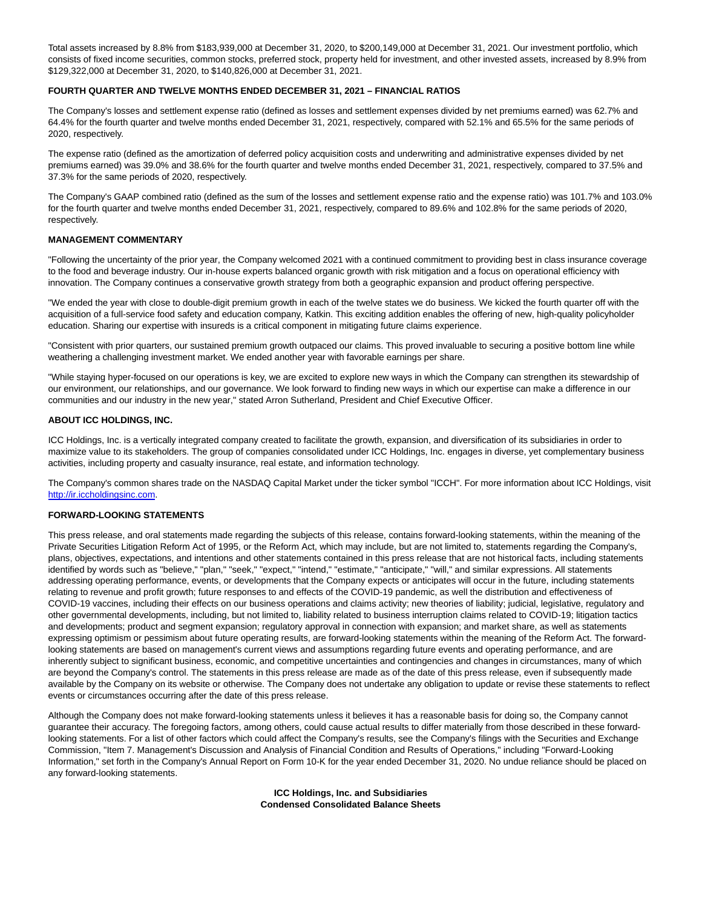Total assets increased by 8.8% from $183,939,000 at December 31, 2020, to $200,149,000 at December 31, 2021. Our investment portfolio, which consists of fixed income securities, common stocks, preferred stock, property held for investment, and other invested assets, increased by 8.9% from $129,322,000 at December 31, 2020, to $140,826,000 at December 31, 2021.

**FOURTH QUARTER AND TWELVE MONTHS ENDED DECEMBER 31, 2021 – FINANCIAL RATIOS**

The Company's losses and settlement expense ratio (defined as losses and settlement expenses divided by net premiums earned) was 62.7% and 64.4% for the fourth quarter and twelve months ended December 31, 2021, respectively, compared with 52.1% and 65.5% for the same periods of 2020, respectively.

The expense ratio (defined as the amortization of deferred policy acquisition costs and underwriting and administrative expenses divided by net premiums earned) was 39.0% and 38.6% for the fourth quarter and twelve months ended December 31, 2021, respectively, compared to 37.5% and 37.3% for the same periods of 2020, respectively.

The Company's GAAP combined ratio (defined as the sum of the losses and settlement expense ratio and the expense ratio) was 101.7% and 103.0% for the fourth quarter and twelve months ended December 31, 2021, respectively, compared to 89.6% and 102.8% for the same periods of 2020, respectively.

**MANAGEMENT COMMENTARY**

"Following the uncertainty of the prior year, the Company welcomed 2021 with a continued commitment to providing best in class insurance coverage to the food and beverage industry. Our in-house experts balanced organic growth with risk mitigation and a focus on operational efficiency with innovation. The Company continues a conservative growth strategy from both a geographic expansion and product offering perspective.

"We ended the year with close to double-digit premium growth in each of the twelve states we do business. We kicked the fourth quarter off with the acquisition of a full-service food safety and education company, Katkin. This exciting addition enables the offering of new, high-quality policyholder education. Sharing our expertise with insureds is a critical component in mitigating future claims experience.

"Consistent with prior quarters, our sustained premium growth outpaced our claims. This proved invaluable to securing a positive bottom line while weathering a challenging investment market. We ended another year with favorable earnings per share.

"While staying hyper-focused on our operations is key, we are excited to explore new ways in which the Company can strengthen its stewardship of our environment, our relationships, and our governance. We look forward to finding new ways in which our expertise can make a difference in our communities and our industry in the new year," stated Arron Sutherland, President and Chief Executive Officer.

**ABOUT ICC HOLDINGS, INC.**

ICC Holdings, Inc. is a vertically integrated company created to facilitate the growth, expansion, and diversification of its subsidiaries in order to maximize value to its stakeholders. The group of companies consolidated under ICC Holdings, Inc. engages in diverse, yet complementary business activities, including property and casualty insurance, real estate, and information technology.

The Company's common shares trade on the NASDAQ Capital Market under the ticker symbol "ICCH". For more information about ICC Holdings, visit [http://ir.iccholdingsinc.com](http://ir.iccholdingsinc.com).

**FORWARD-LOOKING STATEMENTS**

This press release, and oral statements made regarding the subjects of this release, contains forward-looking statements, within the meaning of the Private Securities Litigation Reform Act of 1995, or the Reform Act, which may include, but are not limited to, statements regarding the Company's, plans, objectives, expectations, and intentions and other statements contained in this press release that are not historical facts, including statements identified by words such as "believe," "plan," "seek," "expect," "intend," "estimate," "anticipate," "will," and similar expressions. All statements addressing operating performance, events, or developments that the Company expects or anticipates will occur in the future, including statements relating to revenue and profit growth; future responses to and effects of the COVID-19 pandemic, as well the distribution and effectiveness of COVID-19 vaccines, including their effects on our business operations and claims activity; new theories of liability; judicial, legislative, regulatory and other governmental developments, including, but not limited to, liability related to business interruption claims related to COVID-19; litigation tactics and developments; product and segment expansion; regulatory approval in connection with expansion; and market share, as well as statements expressing optimism or pessimism about future operating results, are forward-looking statements within the meaning of the Reform Act. The forward-looking statements are based on management's current views and assumptions regarding future events and operating performance, and are inherently subject to significant business, economic, and competitive uncertainties and contingencies and changes in circumstances, many of which are beyond the Company's control. The statements in this press release are made as of the date of this press release, even if subsequently made available by the Company on its website or otherwise. The Company does not undertake any obligation to update or revise these statements to reflect events or circumstances occurring after the date of this press release.

Although the Company does not make forward-looking statements unless it believes it has a reasonable basis for doing so, the Company cannot guarantee their accuracy. The foregoing factors, among others, could cause actual results to differ materially from those described in these forward-looking statements. For a list of other factors which could affect the Company's results, see the Company's filings with the Securities and Exchange Commission, "Item 7. Management's Discussion and Analysis of Financial Condition and Results of Operations," including "Forward-Looking Information," set forth in the Company's Annual Report on Form 10-K for the year ended December 31, 2020. No undue reliance should be placed on any forward-looking statements.

**ICC Holdings, Inc. and Subsidiaries**
**Condensed Consolidated Balance Sheets**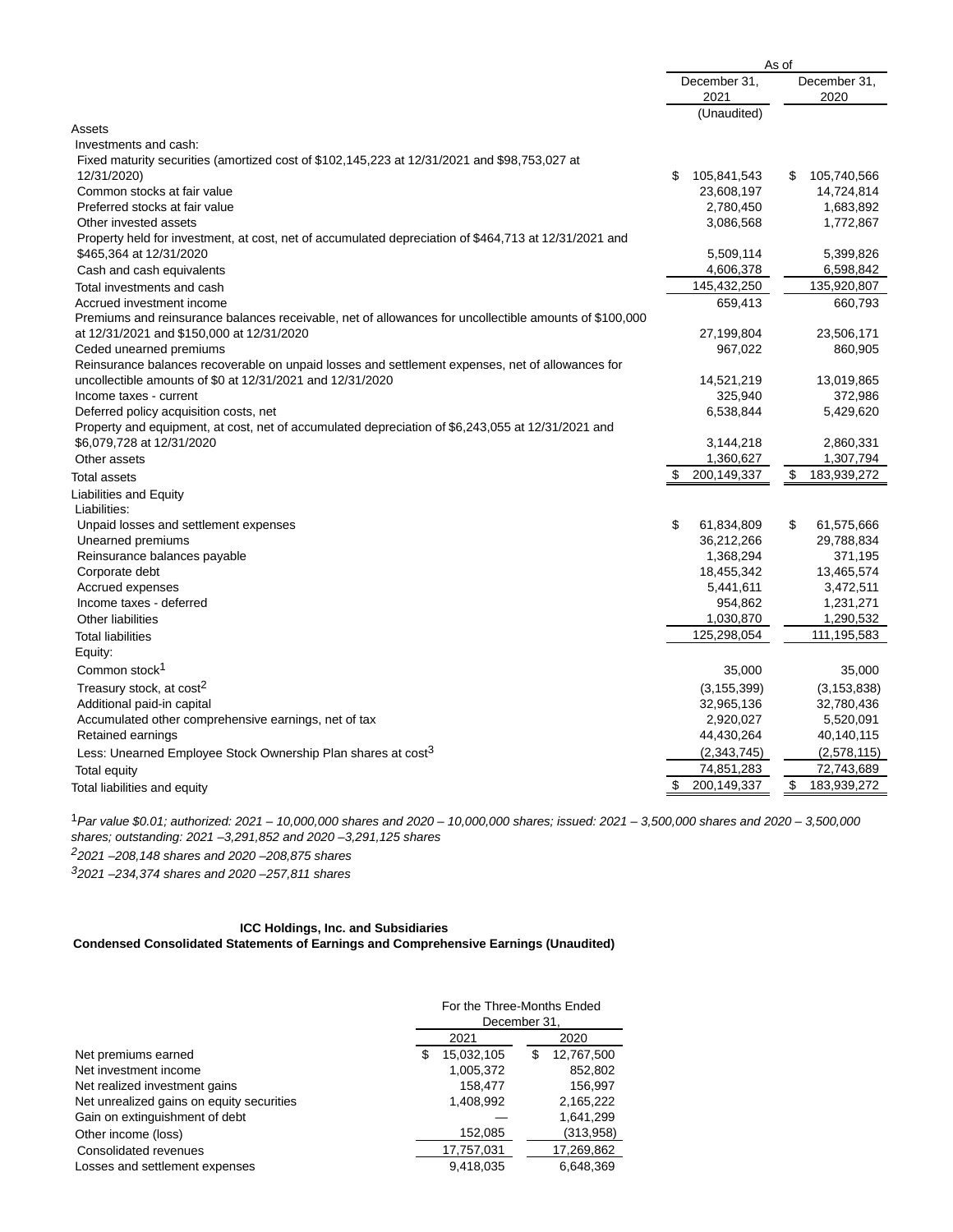| | As of | |
|---|---|---|
| | December 31, 2021 | December 31, 2020 |
| | (Unaudited) | |
| **Assets** | | |
| Investments and cash: | | |
| Fixed maturity securities (amortized cost of $102,145,223 at 12/31/2021 and $98,753,027 at 12/31/2020) | $ 105,841,543 | $ 105,740,566 |
| Common stocks at fair value | 23,608,197 | 14,724,814 |
| Preferred stocks at fair value | 2,780,450 | 1,683,892 |
| Other invested assets | 3,086,568 | 1,772,867 |
| Property held for investment, at cost, net of accumulated depreciation of $464,713 at 12/31/2021 and $465,364 at 12/31/2020 | 5,509,114 | 5,399,826 |
| Cash and cash equivalents | 4,606,378 | 6,598,842 |
| Total investments and cash | 145,432,250 | 135,920,807 |
| Accrued investment income | 659,413 | 660,793 |
| Premiums and reinsurance balances receivable, net of allowances for uncollectible amounts of $100,000 at 12/31/2021 and $150,000 at 12/31/2020 | 27,199,804 | 23,506,171 |
| Ceded unearned premiums | 967,022 | 860,905 |
| Reinsurance balances recoverable on unpaid losses and settlement expenses, net of allowances for uncollectible amounts of $0 at 12/31/2021 and 12/31/2020 | 14,521,219 | 13,019,865 |
| Income taxes - current | 325,940 | 372,986 |
| Deferred policy acquisition costs, net | 6,538,844 | 5,429,620 |
| Property and equipment, at cost, net of accumulated depreciation of $6,243,055 at 12/31/2021 and $6,079,728 at 12/31/2020 | 3,144,218 | 2,860,331 |
| Other assets | 1,360,627 | 1,307,794 |
| Total assets | $ 200,149,337 | $ 183,939,272 |
| **Liabilities and Equity** | | |
| Liabilities: | | |
| Unpaid losses and settlement expenses | $ 61,834,809 | $ 61,575,666 |
| Unearned premiums | 36,212,266 | 29,788,834 |
| Reinsurance balances payable | 1,368,294 | 371,195 |
| Corporate debt | 18,455,342 | 13,465,574 |
| Accrued expenses | 5,441,611 | 3,472,511 |
| Income taxes - deferred | 954,862 | 1,231,271 |
| Other liabilities | 1,030,870 | 1,290,532 |
| Total liabilities | 125,298,054 | 111,195,583 |
| Equity: | | |
| Common stock[1] | 35,000 | 35,000 |
| Treasury stock, at cost[2] | (3,155,399) | (3,153,838) |
| Additional paid-in capital | 32,965,136 | 32,780,436 |
| Accumulated other comprehensive earnings, net of tax | 2,920,027 | 5,520,091 |
| Retained earnings | 44,430,264 | 40,140,115 |
| Less: Unearned Employee Stock Ownership Plan shares at cost[3] | (2,343,745) | (2,578,115) |
| Total equity | 74,851,283 | 72,743,689 |
| Total liabilities and equity | $ 200,149,337 | $ 183,939,272 |

[1] *Par value $0.01; authorized: 2021 – 10,000,000 shares and 2020 – 10,000,000 shares; issued: 2021 – 3,500,000 shares and 2020 – 3,500,000 shares; outstanding: 2021 –3,291,852 and 2020 –3,291,125 shares*

[2] *2021 –208,148 shares and 2020 –208,875 shares*

[3] *2021 –234,374 shares and 2020 –257,811 shares*

**ICC Holdings, Inc. and Subsidiaries**
**Condensed Consolidated Statements of Earnings and Comprehensive Earnings (Unaudited)**

| | For the Three-Months Ended December 31, | |
|---|---|---|
| | 2021 | 2020 |
| Net premiums earned | $ 15,032,105 | $ 12,767,500 |
| Net investment income | 1,005,372 | 852,802 |
| Net realized investment gains | 158,477 | 156,997 |
| Net unrealized gains on equity securities | 1,408,992 | 2,165,222 |
| Gain on extinguishment of debt | — | 1,641,299 |
| Other income (loss) | 152,085 | (313,958) |
| Consolidated revenues | 17,757,031 | 17,269,862 |
| Losses and settlement expenses | 9,418,035 | 6,648,369 |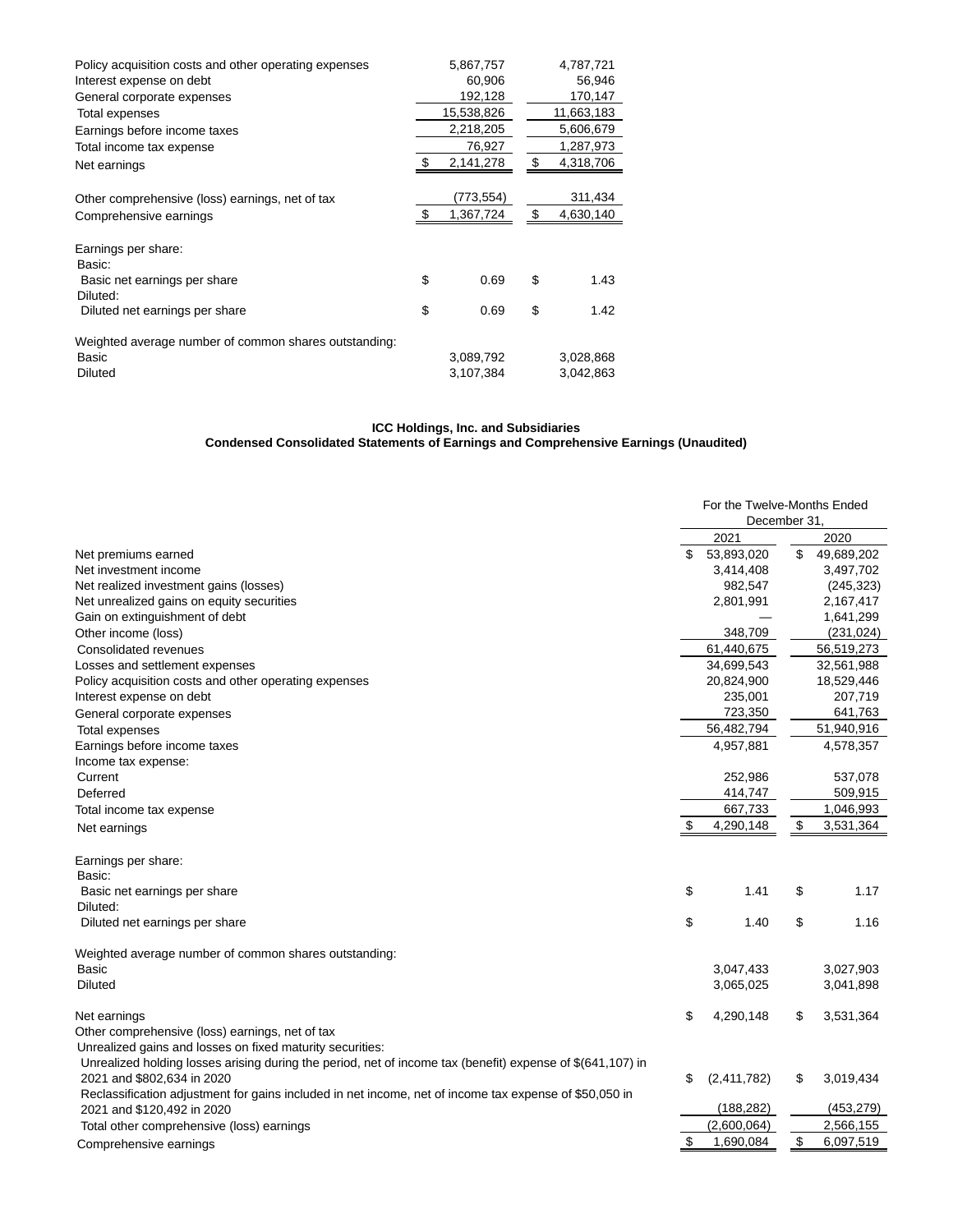| | | |
|---|---|---|
| Policy acquisition costs and other operating expenses | 5,867,757 | 4,787,721 |
| Interest expense on debt | 60,906 | 56,946 |
| General corporate expenses | 192,128 | 170,147 |
| Total expenses | 15,538,826 | 11,663,183 |
| Earnings before income taxes | 2,218,205 | 5,606,679 |
| Total income tax expense | 76,927 | 1,287,973 |
| Net earnings | $ 2,141,278 | $ 4,318,706 |
| | | |
| Other comprehensive (loss) earnings, net of tax | (773,554) | 311,434 |
| Comprehensive earnings | $ 1,367,724 | $ 4,630,140 |
| | | |
| Earnings per share: | | |
| Basic: | | |
| Basic net earnings per share | $ 0.69 | $ 1.43 |
| Diluted: | | |
| Diluted net earnings per share | $ 0.69 | $ 1.42 |
| | | |
| Weighted average number of common shares outstanding: | | |
| Basic | 3,089,792 | 3,028,868 |
| Diluted | 3,107,384 | 3,042,863 |

**ICC Holdings, Inc. and Subsidiaries**
**Condensed Consolidated Statements of Earnings and Comprehensive Earnings (Unaudited)**

| | For the Twelve-Months Ended December 31, | |
|---|---|---|
| | 2021 | 2020 |
| Net premiums earned | $ 53,893,020 | $ 49,689,202 |
| Net investment income | 3,414,408 | 3,497,702 |
| Net realized investment gains (losses) | 982,547 | (245,323) |
| Net unrealized gains on equity securities | 2,801,991 | 2,167,417 |
| Gain on extinguishment of debt | — | 1,641,299 |
| Other income (loss) | 348,709 | (231,024) |
| Consolidated revenues | 61,440,675 | 56,519,273 |
| Losses and settlement expenses | 34,699,543 | 32,561,988 |
| Policy acquisition costs and other operating expenses | 20,824,900 | 18,529,446 |
| Interest expense on debt | 235,001 | 207,719 |
| General corporate expenses | 723,350 | 641,763 |
| Total expenses | 56,482,794 | 51,940,916 |
| Earnings before income taxes | 4,957,881 | 4,578,357 |
| Income tax expense: | | |
| Current | 252,986 | 537,078 |
| Deferred | 414,747 | 509,915 |
| Total income tax expense | 667,733 | 1,046,993 |
| Net earnings | $ 4,290,148 | $ 3,531,364 |
| | | |
| Earnings per share: | | |
| Basic: | | |
| Basic net earnings per share | $ 1.41 | $ 1.17 |
| Diluted: | | |
| Diluted net earnings per share | $ 1.40 | $ 1.16 |
| | | |
| Weighted average number of common shares outstanding: | | |
| Basic | 3,047,433 | 3,027,903 |
| Diluted | 3,065,025 | 3,041,898 |
| | | |
| Net earnings | $ 4,290,148 | $ 3,531,364 |
| Other comprehensive (loss) earnings, net of tax | | |
| Unrealized gains and losses on fixed maturity securities: | | |
| Unrealized holding losses arising during the period, net of income tax (benefit) expense of $(641,107) in 2021 and $802,634 in 2020 | $ (2,411,782) | $ 3,019,434 |
| Reclassification adjustment for gains included in net income, net of income tax expense of $50,050 in 2021 and $120,492 in 2020 | (188,282) | (453,279) |
| Total other comprehensive (loss) earnings | (2,600,064) | 2,566,155 |
| Comprehensive earnings | $ 1,690,084 | $ 6,097,519 |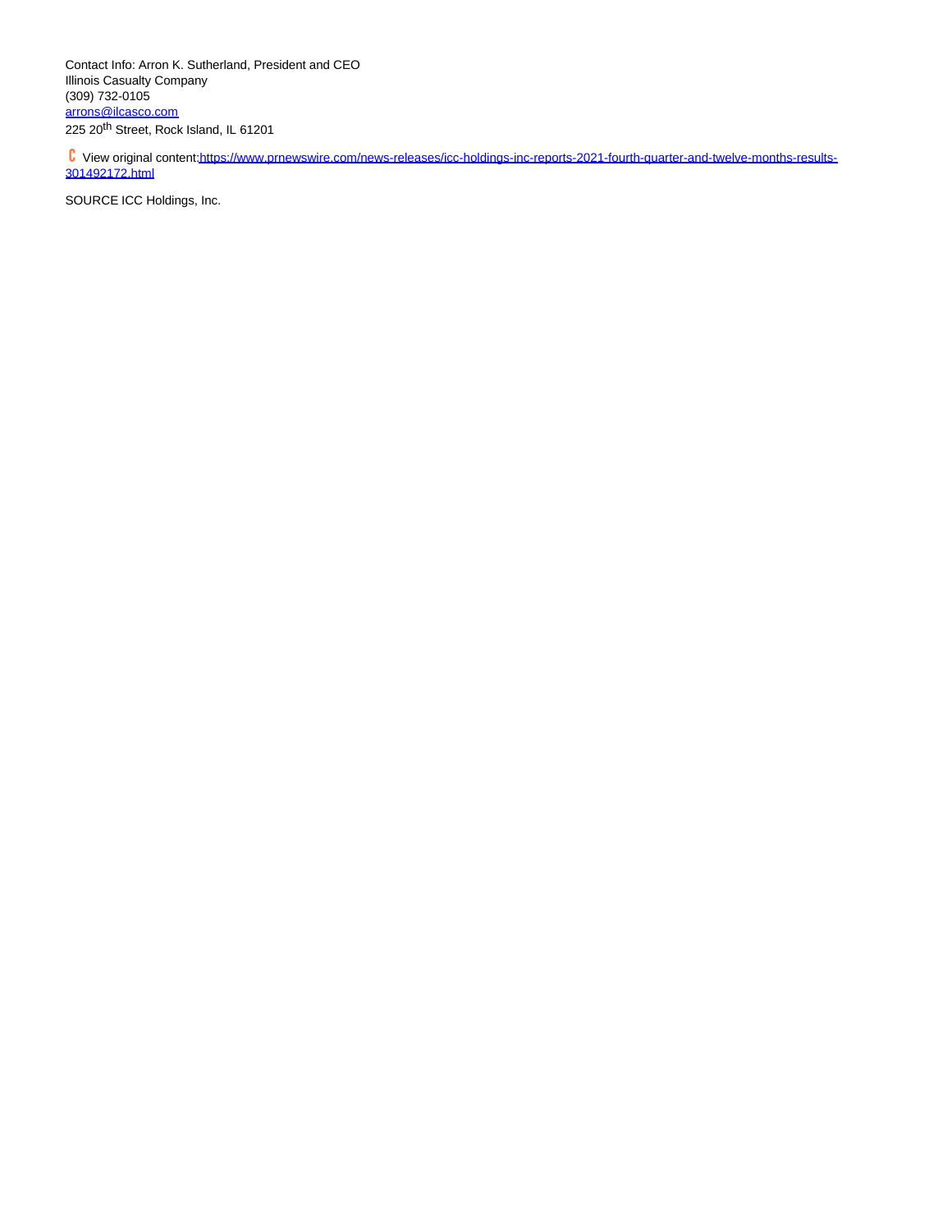Contact Info: Arron K. Sutherland, President and CEO
Illinois Casualty Company
(309) 732-0105
arrons@ilcasco.com
225 20th Street, Rock Island, IL 61201

View original content:https://www.prnewswire.com/news-releases/icc-holdings-inc-reports-2021-fourth-quarter-and-twelve-months-results-301492172.html

SOURCE ICC Holdings, Inc.